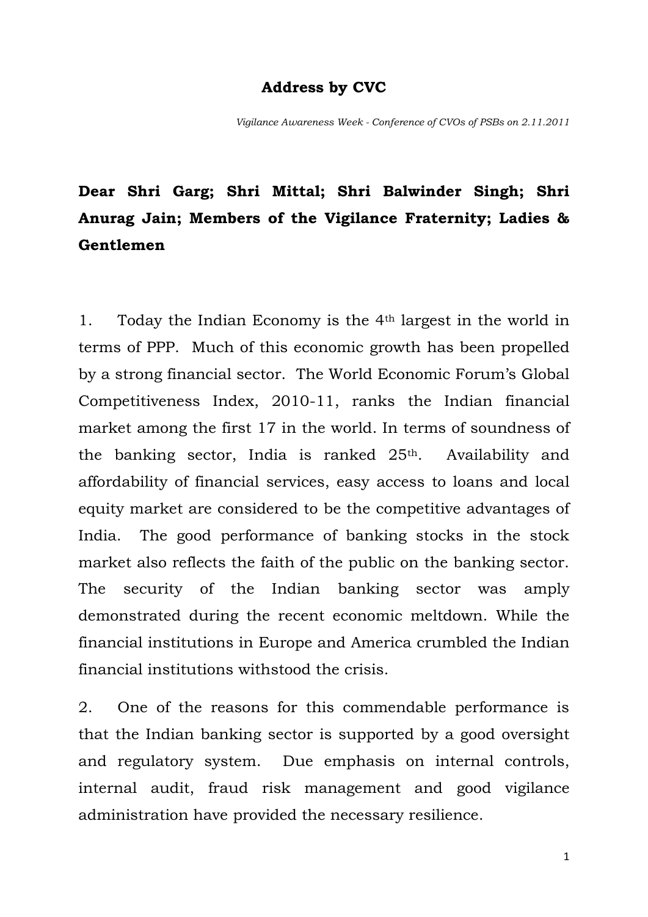**Address by CVC**

*Vigilance Awareness Week - Conference of CVOs of PSBs on 2.11.2011*

**Dear Shri Garg; Shri Mittal; Shri Balwinder Singh; Shri Anurag Jain; Members of the Vigilance Fraternity; Ladies & Gentlemen**

1. Today the Indian Economy is the 4th largest in the world in terms of PPP. Much of this economic growth has been propelled by a strong financial sector. The World Economic Forum's Global Competitiveness Index, 2010-11, ranks the Indian financial market among the first 17 in the world. In terms of soundness of the banking sector, India is ranked 25th. Availability and affordability of financial services, easy access to loans and local equity market are considered to be the competitive advantages of India. The good performance of banking stocks in the stock market also reflects the faith of the public on the banking sector. The security of the Indian banking sector was amply demonstrated during the recent economic meltdown. While the financial institutions in Europe and America crumbled the Indian financial institutions withstood the crisis.

2. One of the reasons for this commendable performance is that the Indian banking sector is supported by a good oversight and regulatory system. Due emphasis on internal controls, internal audit, fraud risk management and good vigilance administration have provided the necessary resilience.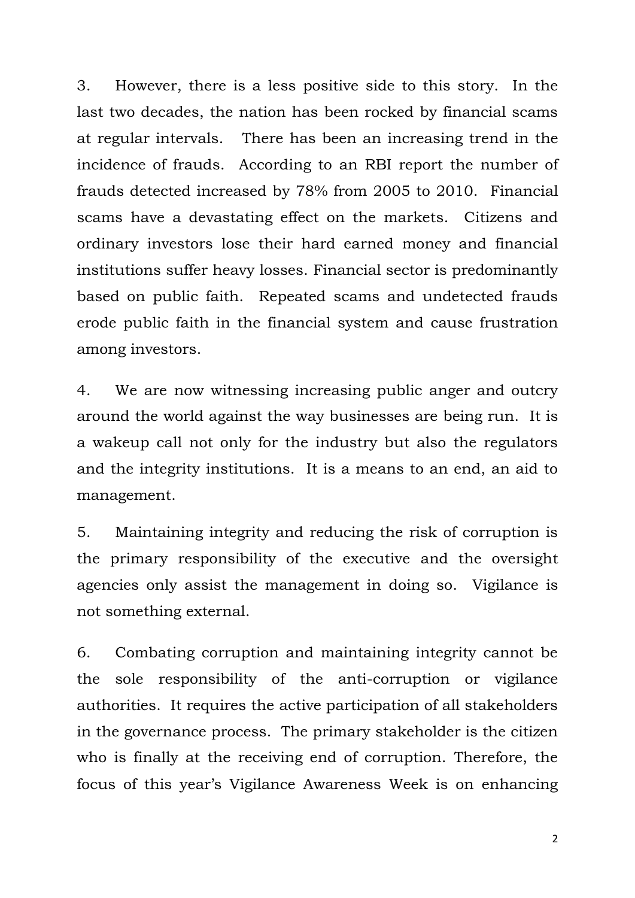3. However, there is a less positive side to this story. In the last two decades, the nation has been rocked by financial scams at regular intervals. There has been an increasing trend in the incidence of frauds. According to an RBI report the number of frauds detected increased by 78% from 2005 to 2010. Financial scams have a devastating effect on the markets. Citizens and ordinary investors lose their hard earned money and financial institutions suffer heavy losses. Financial sector is predominantly based on public faith. Repeated scams and undetected frauds erode public faith in the financial system and cause frustration among investors.

4. We are now witnessing increasing public anger and outcry around the world against the way businesses are being run. It is a wakeup call not only for the industry but also the regulators and the integrity institutions. It is a means to an end, an aid to management.

5. Maintaining integrity and reducing the risk of corruption is the primary responsibility of the executive and the oversight agencies only assist the management in doing so. Vigilance is not something external.

6. Combating corruption and maintaining integrity cannot be the sole responsibility of the anti-corruption or vigilance authorities. It requires the active participation of all stakeholders in the governance process. The primary stakeholder is the citizen who is finally at the receiving end of corruption. Therefore, the focus of this year's Vigilance Awareness Week is on enhancing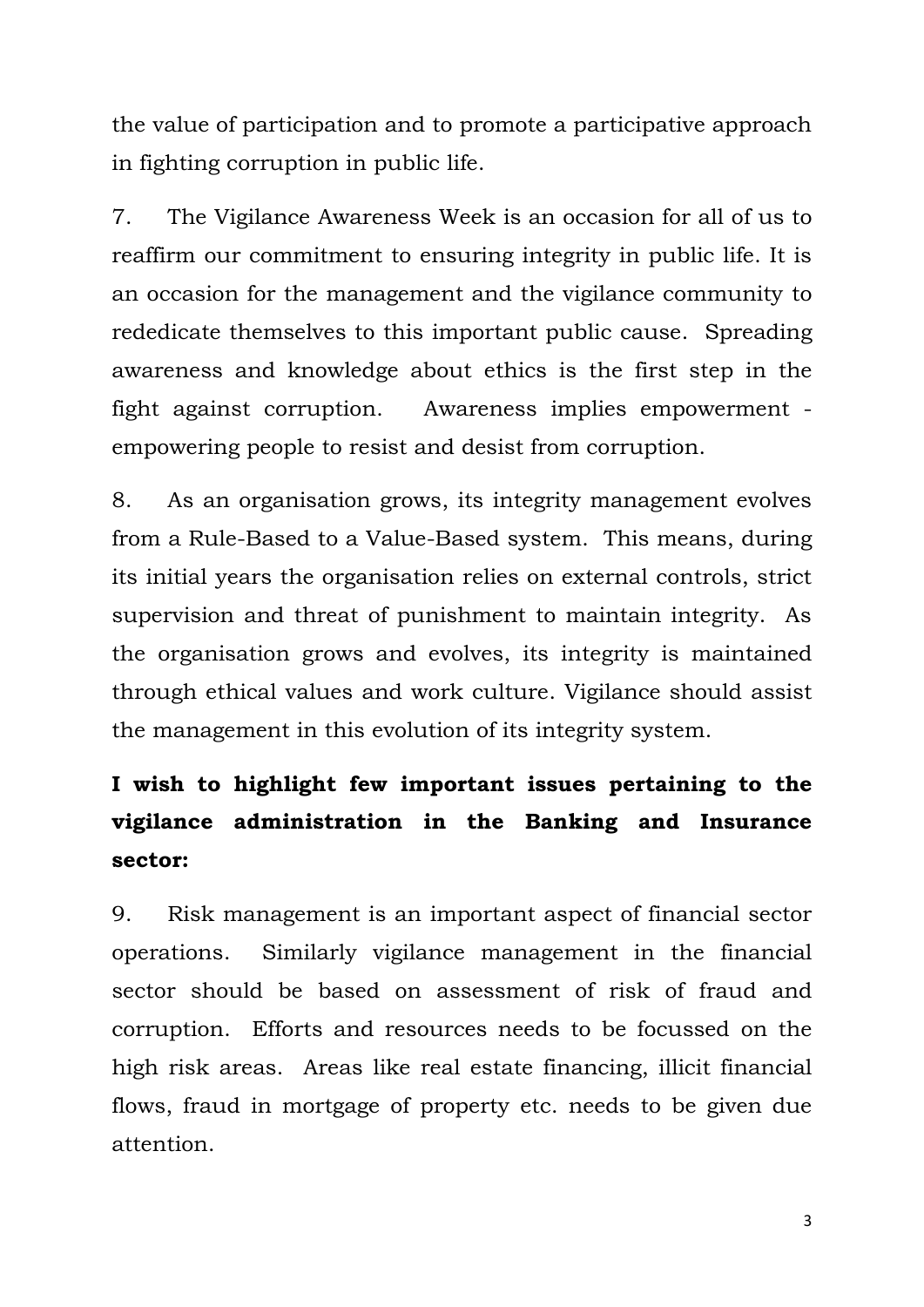the value of participation and to promote a participative approach in fighting corruption in public life.

7. The Vigilance Awareness Week is an occasion for all of us to reaffirm our commitment to ensuring integrity in public life. It is an occasion for the management and the vigilance community to rededicate themselves to this important public cause. Spreading awareness and knowledge about ethics is the first step in the fight against corruption. Awareness implies empowerment - empowering people to resist and desist from corruption.

8. As an organisation grows, its integrity management evolves from a Rule-Based to a Value-Based system. This means, during its initial years the organisation relies on external controls, strict supervision and threat of punishment to maintain integrity. As the organisation grows and evolves, its integrity is maintained through ethical values and work culture. Vigilance should assist the management in this evolution of its integrity system.

**I wish to highlight few important issues pertaining to the vigilance administration in the Banking and Insurance sector:**

9. Risk management is an important aspect of financial sector operations. Similarly vigilance management in the financial sector should be based on assessment of risk of fraud and corruption. Efforts and resources needs to be focussed on the high risk areas. Areas like real estate financing, illicit financial flows, fraud in mortgage of property etc. needs to be given due attention.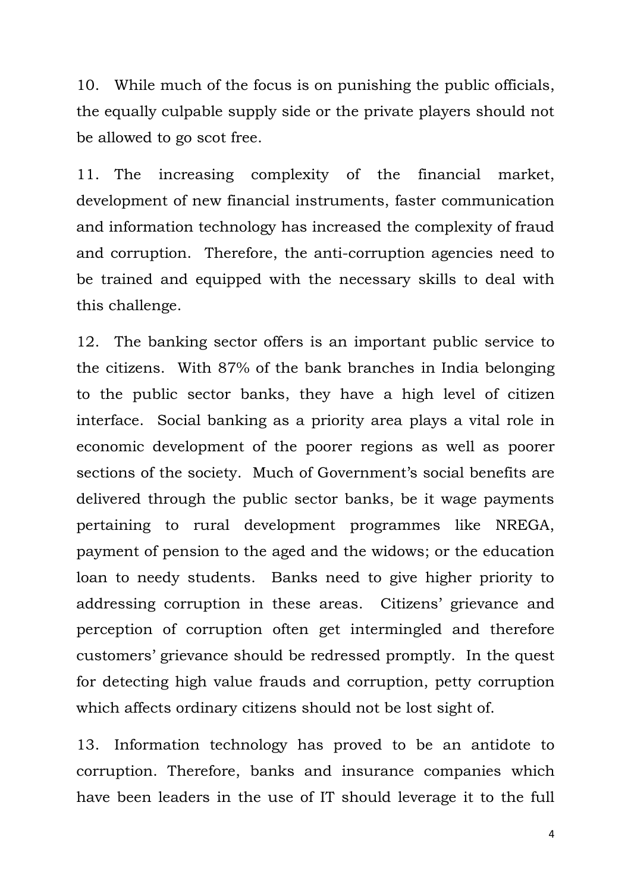10. While much of the focus is on punishing the public officials, the equally culpable supply side or the private players should not be allowed to go scot free.

11. The increasing complexity of the financial market, development of new financial instruments, faster communication and information technology has increased the complexity of fraud and corruption. Therefore, the anti-corruption agencies need to be trained and equipped with the necessary skills to deal with this challenge.

12. The banking sector offers is an important public service to the citizens. With 87% of the bank branches in India belonging to the public sector banks, they have a high level of citizen interface. Social banking as a priority area plays a vital role in economic development of the poorer regions as well as poorer sections of the society. Much of Government's social benefits are delivered through the public sector banks, be it wage payments pertaining to rural development programmes like NREGA, payment of pension to the aged and the widows; or the education loan to needy students. Banks need to give higher priority to addressing corruption in these areas. Citizens' grievance and perception of corruption often get intermingled and therefore customers' grievance should be redressed promptly. In the quest for detecting high value frauds and corruption, petty corruption which affects ordinary citizens should not be lost sight of.

13. Information technology has proved to be an antidote to corruption. Therefore, banks and insurance companies which have been leaders in the use of IT should leverage it to the full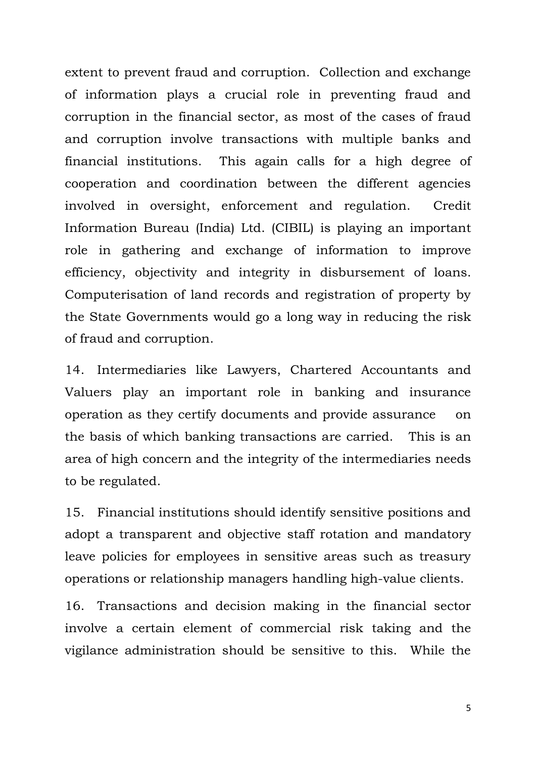extent to prevent fraud and corruption. Collection and exchange of information plays a crucial role in preventing fraud and corruption in the financial sector, as most of the cases of fraud and corruption involve transactions with multiple banks and financial institutions. This again calls for a high degree of cooperation and coordination between the different agencies involved in oversight, enforcement and regulation. Credit Information Bureau (India) Ltd. (CIBIL) is playing an important role in gathering and exchange of information to improve efficiency, objectivity and integrity in disbursement of loans. Computerisation of land records and registration of property by the State Governments would go a long way in reducing the risk of fraud and corruption.

14. Intermediaries like Lawyers, Chartered Accountants and Valuers play an important role in banking and insurance operation as they certify documents and provide assurance on the basis of which banking transactions are carried. This is an area of high concern and the integrity of the intermediaries needs to be regulated.

15. Financial institutions should identify sensitive positions and adopt a transparent and objective staff rotation and mandatory leave policies for employees in sensitive areas such as treasury operations or relationship managers handling high-value clients.

16. Transactions and decision making in the financial sector involve a certain element of commercial risk taking and the vigilance administration should be sensitive to this. While the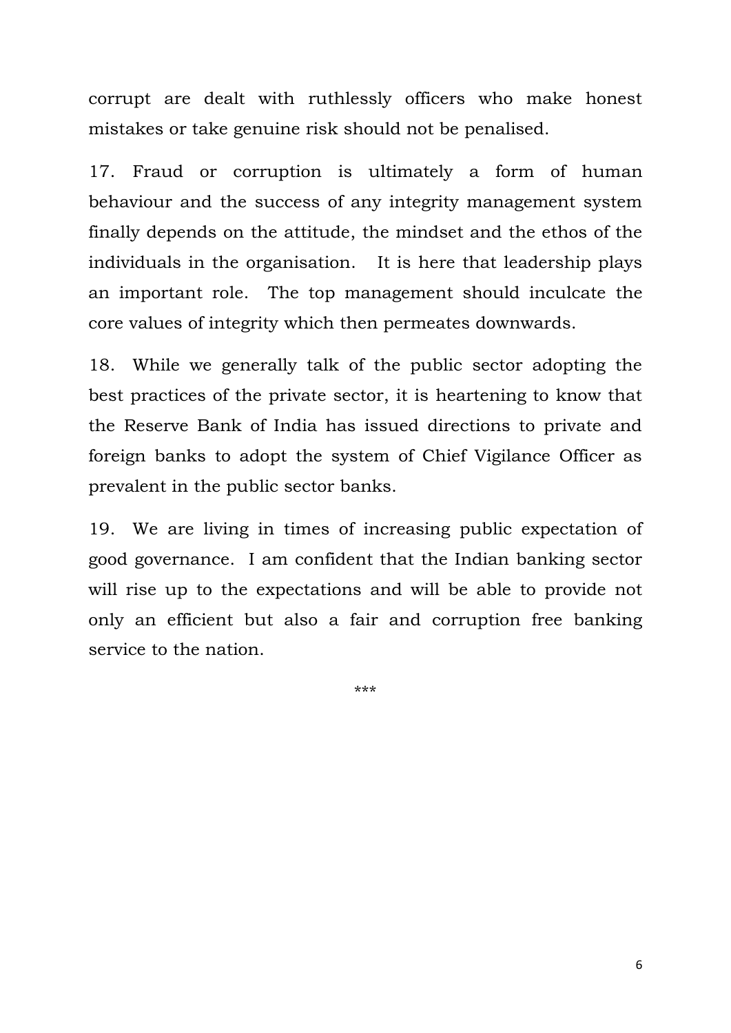corrupt are dealt with ruthlessly officers who make honest mistakes or take genuine risk should not be penalised.

17. Fraud or corruption is ultimately a form of human behaviour and the success of any integrity management system finally depends on the attitude, the mindset and the ethos of the individuals in the organisation. It is here that leadership plays an important role. The top management should inculcate the core values of integrity which then permeates downwards.

18. While we generally talk of the public sector adopting the best practices of the private sector, it is heartening to know that the Reserve Bank of India has issued directions to private and foreign banks to adopt the system of Chief Vigilance Officer as prevalent in the public sector banks.

19. We are living in times of increasing public expectation of good governance. I am confident that the Indian banking sector will rise up to the expectations and will be able to provide not only an efficient but also a fair and corruption free banking service to the nation.

***